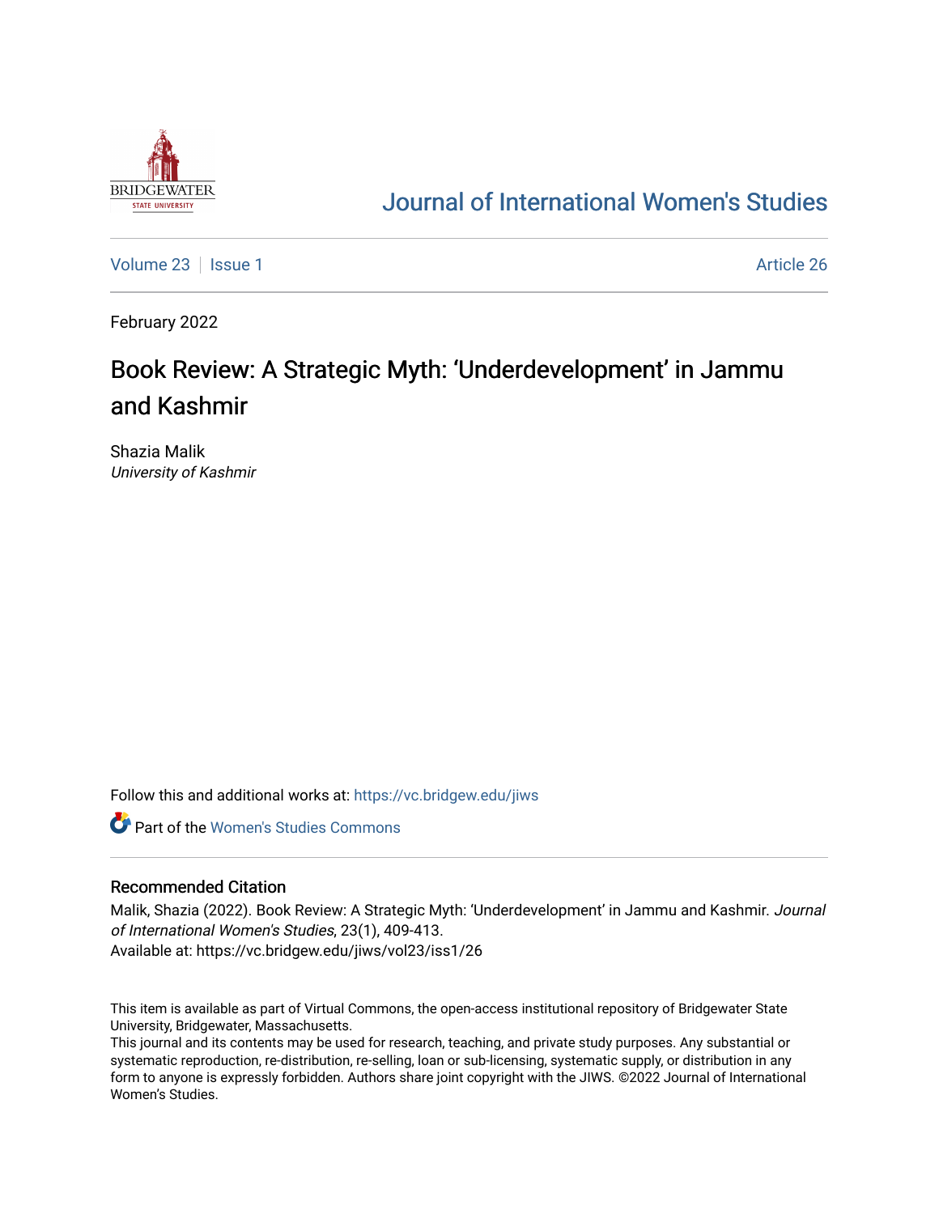Journal of International Women's Studies

Volume 23 | Issue 1 | Article 26

February 2022

# Book Review: A Strategic Myth: 'Underdevelopment' in Jammu and Kashmir

Shazia Malik
*University of Kashmir*

Follow this and additional works at: https://vc.bridgew.edu/jiws

Part of the Women's Studies Commons

## Recommended Citation

Malik, Shazia (2022). Book Review: A Strategic Myth: 'Underdevelopment' in Jammu and Kashmir. *Journal of International Women's Studies*, 23(1), 409-413.
Available at: https://vc.bridgew.edu/jiws/vol23/iss1/26

This item is available as part of Virtual Commons, the open-access institutional repository of Bridgewater State University, Bridgewater, Massachusetts.
This journal and its contents may be used for research, teaching, and private study purposes. Any substantial or systematic reproduction, re-distribution, re-selling, loan or sub-licensing, systematic supply, or distribution in any form to anyone is expressly forbidden. Authors share joint copyright with the JIWS. ©2022 Journal of International Women's Studies.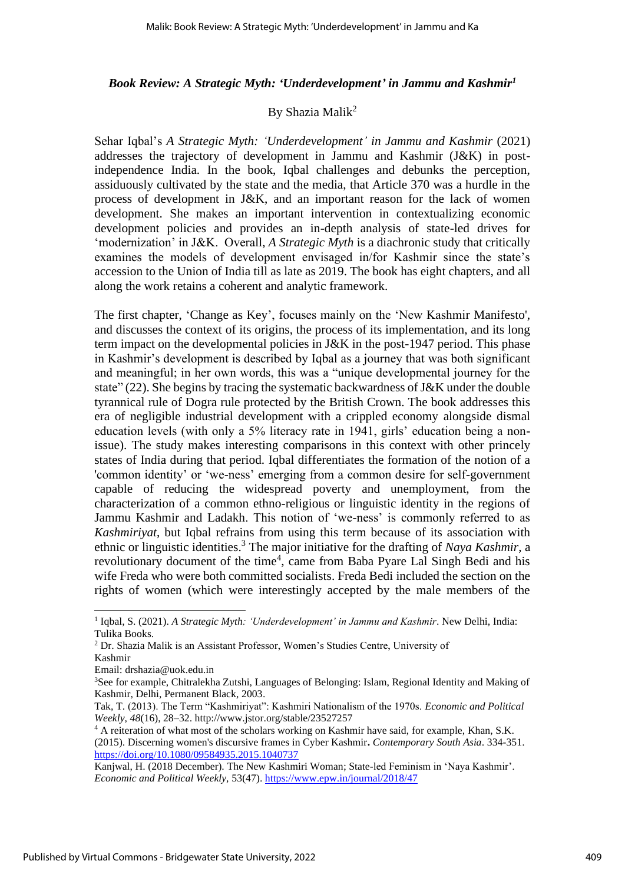## *Book Review: A Strategic Myth: 'Underdevelopment' in Jammu and Kashmir*[1]

By Shazia Malik[2]

Sehar Iqbal's *A Strategic Myth: 'Underdevelopment' in Jammu and Kashmir* (2021) addresses the trajectory of development in Jammu and Kashmir (J&K) in post-independence India. In the book, Iqbal challenges and debunks the perception, assiduously cultivated by the state and the media, that Article 370 was a hurdle in the process of development in J&K, and an important reason for the lack of women development. She makes an important intervention in contextualizing economic development policies and provides an in-depth analysis of state-led drives for 'modernization' in J&K. Overall, *A Strategic Myth* is a diachronic study that critically examines the models of development envisaged in/for Kashmir since the state's accession to the Union of India till as late as 2019. The book has eight chapters, and all along the work retains a coherent and analytic framework.

The first chapter, 'Change as Key', focuses mainly on the 'New Kashmir Manifesto', and discusses the context of its origins, the process of its implementation, and its long term impact on the developmental policies in J&K in the post-1947 period. This phase in Kashmir's development is described by Iqbal as a journey that was both significant and meaningful; in her own words, this was a "unique developmental journey for the state" (22). She begins by tracing the systematic backwardness of J&K under the double tyrannical rule of Dogra rule protected by the British Crown. The book addresses this era of negligible industrial development with a crippled economy alongside dismal education levels (with only a 5% literacy rate in 1941, girls' education being a non-issue). The study makes interesting comparisons in this context with other princely states of India during that period. Iqbal differentiates the formation of the notion of a 'common identity' or 'we-ness' emerging from a common desire for self-government capable of reducing the widespread poverty and unemployment, from the characterization of a common ethno-religious or linguistic identity in the regions of Jammu Kashmir and Ladakh. This notion of 'we-ness' is commonly referred to as *Kashmiriyat*, but Iqbal refrains from using this term because of its association with ethnic or linguistic identities.[3] The major initiative for the drafting of *Naya Kashmir*, a revolutionary document of the time[4], came from Baba Pyare Lal Singh Bedi and his wife Freda who were both committed socialists. Freda Bedi included the section on the rights of women (which were interestingly accepted by the male members of the

---

[1] Iqbal, S. (2021). *A Strategic Myth: 'Underdevelopment' in Jammu and Kashmir*. New Delhi, India: Tulika Books.

[2] Dr. Shazia Malik is an Assistant Professor, Women's Studies Centre, University of Kashmir
Email: drshazia@uok.edu.in

[3] See for example, Chitralekha Zutshi, Languages of Belonging: Islam, Regional Identity and Making of Kashmir, Delhi, Permanent Black, 2003.
Tak, T. (2013). The Term "Kashmiriyat": Kashmiri Nationalism of the 1970s. *Economic and Political Weekly*, *48*(16), 28–32. http://www.jstor.org/stable/23527257

[4] A reiteration of what most of the scholars working on Kashmir have said, for example, Khan, S.K. (2015). Discerning women's discursive frames in Cyber Kashmir**.** *Contemporary South Asia*. 334-351. https://doi.org/10.1080/09584935.2015.1040737
Kanjwal, H. (2018 December). The New Kashmiri Woman; State-led Feminism in 'Naya Kashmir'. *Economic and Political Weekly,* 53(47). https://www.epw.in/journal/2018/47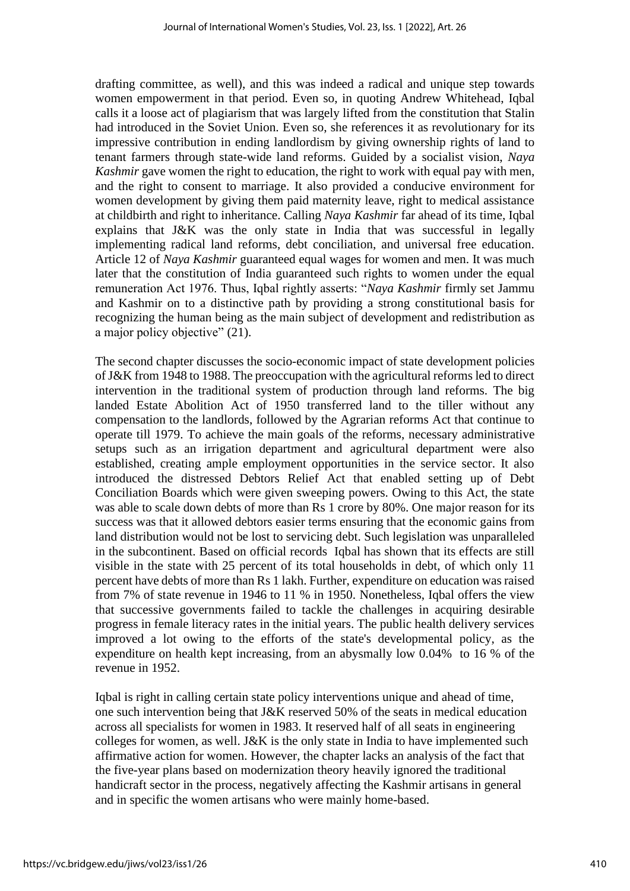drafting committee, as well), and this was indeed a radical and unique step towards women empowerment in that period. Even so, in quoting Andrew Whitehead, Iqbal calls it a loose act of plagiarism that was largely lifted from the constitution that Stalin had introduced in the Soviet Union. Even so, she references it as revolutionary for its impressive contribution in ending landlordism by giving ownership rights of land to tenant farmers through state-wide land reforms. Guided by a socialist vision, *Naya Kashmir* gave women the right to education, the right to work with equal pay with men, and the right to consent to marriage. It also provided a conducive environment for women development by giving them paid maternity leave, right to medical assistance at childbirth and right to inheritance. Calling *Naya Kashmir* far ahead of its time, Iqbal explains that J&K was the only state in India that was successful in legally implementing radical land reforms, debt conciliation, and universal free education. Article 12 of *Naya Kashmir* guaranteed equal wages for women and men. It was much later that the constitution of India guaranteed such rights to women under the equal remuneration Act 1976. Thus, Iqbal rightly asserts: "*Naya Kashmir* firmly set Jammu and Kashmir on to a distinctive path by providing a strong constitutional basis for recognizing the human being as the main subject of development and redistribution as a major policy objective" (21).

The second chapter discusses the socio-economic impact of state development policies of J&K from 1948 to 1988. The preoccupation with the agricultural reforms led to direct intervention in the traditional system of production through land reforms. The big landed Estate Abolition Act of 1950 transferred land to the tiller without any compensation to the landlords, followed by the Agrarian reforms Act that continue to operate till 1979. To achieve the main goals of the reforms, necessary administrative setups such as an irrigation department and agricultural department were also established, creating ample employment opportunities in the service sector. It also introduced the distressed Debtors Relief Act that enabled setting up of Debt Conciliation Boards which were given sweeping powers. Owing to this Act, the state was able to scale down debts of more than Rs 1 crore by 80%. One major reason for its success was that it allowed debtors easier terms ensuring that the economic gains from land distribution would not be lost to servicing debt. Such legislation was unparalleled in the subcontinent. Based on official records Iqbal has shown that its effects are still visible in the state with 25 percent of its total households in debt, of which only 11 percent have debts of more than Rs 1 lakh. Further, expenditure on education was raised from 7% of state revenue in 1946 to 11 % in 1950. Nonetheless, Iqbal offers the view that successive governments failed to tackle the challenges in acquiring desirable progress in female literacy rates in the initial years. The public health delivery services improved a lot owing to the efforts of the state's developmental policy, as the expenditure on health kept increasing, from an abysmally low 0.04% to 16 % of the revenue in 1952.

Iqbal is right in calling certain state policy interventions unique and ahead of time, one such intervention being that J&K reserved 50% of the seats in medical education across all specialists for women in 1983. It reserved half of all seats in engineering colleges for women, as well. J&K is the only state in India to have implemented such affirmative action for women. However, the chapter lacks an analysis of the fact that the five-year plans based on modernization theory heavily ignored the traditional handicraft sector in the process, negatively affecting the Kashmir artisans in general and in specific the women artisans who were mainly home-based.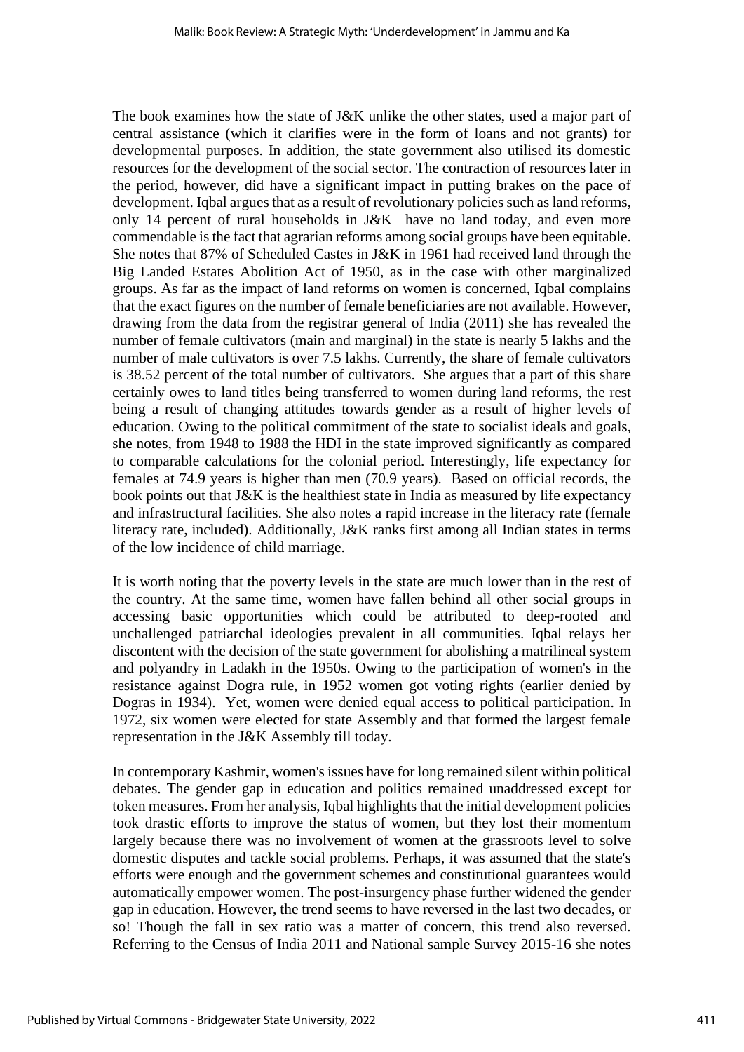The book examines how the state of J&K unlike the other states, used a major part of central assistance (which it clarifies were in the form of loans and not grants) for developmental purposes. In addition, the state government also utilised its domestic resources for the development of the social sector. The contraction of resources later in the period, however, did have a significant impact in putting brakes on the pace of development. Iqbal argues that as a result of revolutionary policies such as land reforms, only 14 percent of rural households in J&K have no land today, and even more commendable is the fact that agrarian reforms among social groups have been equitable. She notes that 87% of Scheduled Castes in J&K in 1961 had received land through the Big Landed Estates Abolition Act of 1950, as in the case with other marginalized groups. As far as the impact of land reforms on women is concerned, Iqbal complains that the exact figures on the number of female beneficiaries are not available. However, drawing from the data from the registrar general of India (2011) she has revealed the number of female cultivators (main and marginal) in the state is nearly 5 lakhs and the number of male cultivators is over 7.5 lakhs. Currently, the share of female cultivators is 38.52 percent of the total number of cultivators. She argues that a part of this share certainly owes to land titles being transferred to women during land reforms, the rest being a result of changing attitudes towards gender as a result of higher levels of education. Owing to the political commitment of the state to socialist ideals and goals, she notes, from 1948 to 1988 the HDI in the state improved significantly as compared to comparable calculations for the colonial period. Interestingly, life expectancy for females at 74.9 years is higher than men (70.9 years). Based on official records, the book points out that J&K is the healthiest state in India as measured by life expectancy and infrastructural facilities. She also notes a rapid increase in the literacy rate (female literacy rate, included). Additionally, J&K ranks first among all Indian states in terms of the low incidence of child marriage.

It is worth noting that the poverty levels in the state are much lower than in the rest of the country. At the same time, women have fallen behind all other social groups in accessing basic opportunities which could be attributed to deep-rooted and unchallenged patriarchal ideologies prevalent in all communities. Iqbal relays her discontent with the decision of the state government for abolishing a matrilineal system and polyandry in Ladakh in the 1950s. Owing to the participation of women's in the resistance against Dogra rule, in 1952 women got voting rights (earlier denied by Dogras in 1934). Yet, women were denied equal access to political participation. In 1972, six women were elected for state Assembly and that formed the largest female representation in the J&K Assembly till today.

In contemporary Kashmir, women's issues have for long remained silent within political debates. The gender gap in education and politics remained unaddressed except for token measures. From her analysis, Iqbal highlights that the initial development policies took drastic efforts to improve the status of women, but they lost their momentum largely because there was no involvement of women at the grassroots level to solve domestic disputes and tackle social problems. Perhaps, it was assumed that the state's efforts were enough and the government schemes and constitutional guarantees would automatically empower women. The post-insurgency phase further widened the gender gap in education. However, the trend seems to have reversed in the last two decades, or so! Though the fall in sex ratio was a matter of concern, this trend also reversed. Referring to the Census of India 2011 and National sample Survey 2015-16 she notes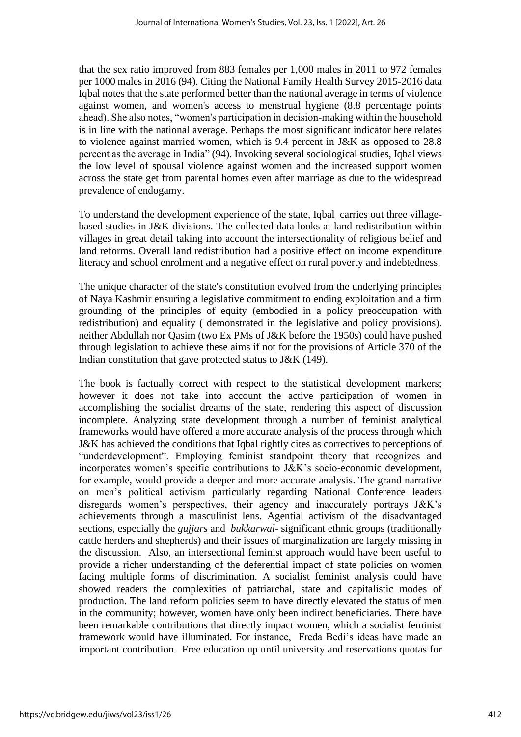that the sex ratio improved from 883 females per 1,000 males in 2011 to 972 females per 1000 males in 2016 (94). Citing the National Family Health Survey 2015-2016 data Iqbal notes that the state performed better than the national average in terms of violence against women, and women's access to menstrual hygiene (8.8 percentage points ahead). She also notes, "women's participation in decision-making within the household is in line with the national average. Perhaps the most significant indicator here relates to violence against married women, which is 9.4 percent in J&K as opposed to 28.8 percent as the average in India" (94). Invoking several sociological studies, Iqbal views the low level of spousal violence against women and the increased support women across the state get from parental homes even after marriage as due to the widespread prevalence of endogamy.

To understand the development experience of the state, Iqbal carries out three village-based studies in J&K divisions. The collected data looks at land redistribution within villages in great detail taking into account the intersectionality of religious belief and land reforms. Overall land redistribution had a positive effect on income expenditure literacy and school enrolment and a negative effect on rural poverty and indebtedness.

The unique character of the state's constitution evolved from the underlying principles of Naya Kashmir ensuring a legislative commitment to ending exploitation and a firm grounding of the principles of equity (embodied in a policy preoccupation with redistribution) and equality ( demonstrated in the legislative and policy provisions). neither Abdullah nor Qasim (two Ex PMs of J&K before the 1950s) could have pushed through legislation to achieve these aims if not for the provisions of Article 370 of the Indian constitution that gave protected status to J&K (149).

The book is factually correct with respect to the statistical development markers; however it does not take into account the active participation of women in accomplishing the socialist dreams of the state, rendering this aspect of discussion incomplete. Analyzing state development through a number of feminist analytical frameworks would have offered a more accurate analysis of the process through which J&K has achieved the conditions that Iqbal rightly cites as correctives to perceptions of "underdevelopment". Employing feminist standpoint theory that recognizes and incorporates women's specific contributions to J&K's socio-economic development, for example, would provide a deeper and more accurate analysis. The grand narrative on men's political activism particularly regarding National Conference leaders disregards women's perspectives, their agency and inaccurately portrays J&K's achievements through a masculinist lens. Agential activism of the disadvantaged sections, especially the *gujjars* and *bukkarwal*- significant ethnic groups (traditionally cattle herders and shepherds) and their issues of marginalization are largely missing in the discussion. Also, an intersectional feminist approach would have been useful to provide a richer understanding of the deferential impact of state policies on women facing multiple forms of discrimination. A socialist feminist analysis could have showed readers the complexities of patriarchal, state and capitalistic modes of production. The land reform policies seem to have directly elevated the status of men in the community; however, women have only been indirect beneficiaries. There have been remarkable contributions that directly impact women, which a socialist feminist framework would have illuminated. For instance, Freda Bedi's ideas have made an important contribution. Free education up until university and reservations quotas for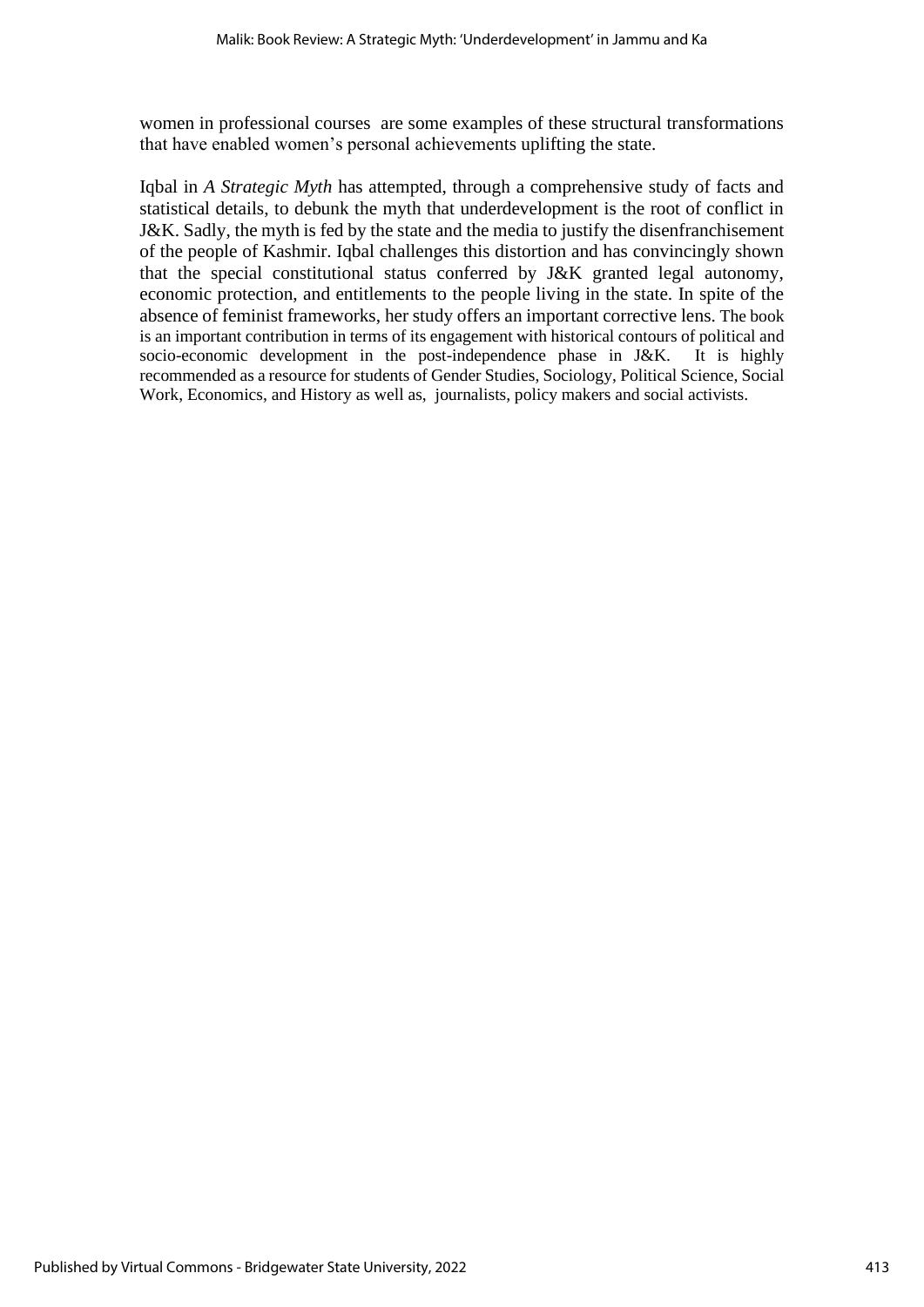women in professional courses are some examples of these structural transformations that have enabled women's personal achievements uplifting the state.

Iqbal in *A Strategic Myth* has attempted, through a comprehensive study of facts and statistical details, to debunk the myth that underdevelopment is the root of conflict in J&K. Sadly, the myth is fed by the state and the media to justify the disenfranchisement of the people of Kashmir. Iqbal challenges this distortion and has convincingly shown that the special constitutional status conferred by J&K granted legal autonomy, economic protection, and entitlements to the people living in the state. In spite of the absence of feminist frameworks, her study offers an important corrective lens. The book is an important contribution in terms of its engagement with historical contours of political and socio-economic development in the post-independence phase in J&K. It is highly recommended as a resource for students of Gender Studies, Sociology, Political Science, Social Work, Economics, and History as well as, journalists, policy makers and social activists.